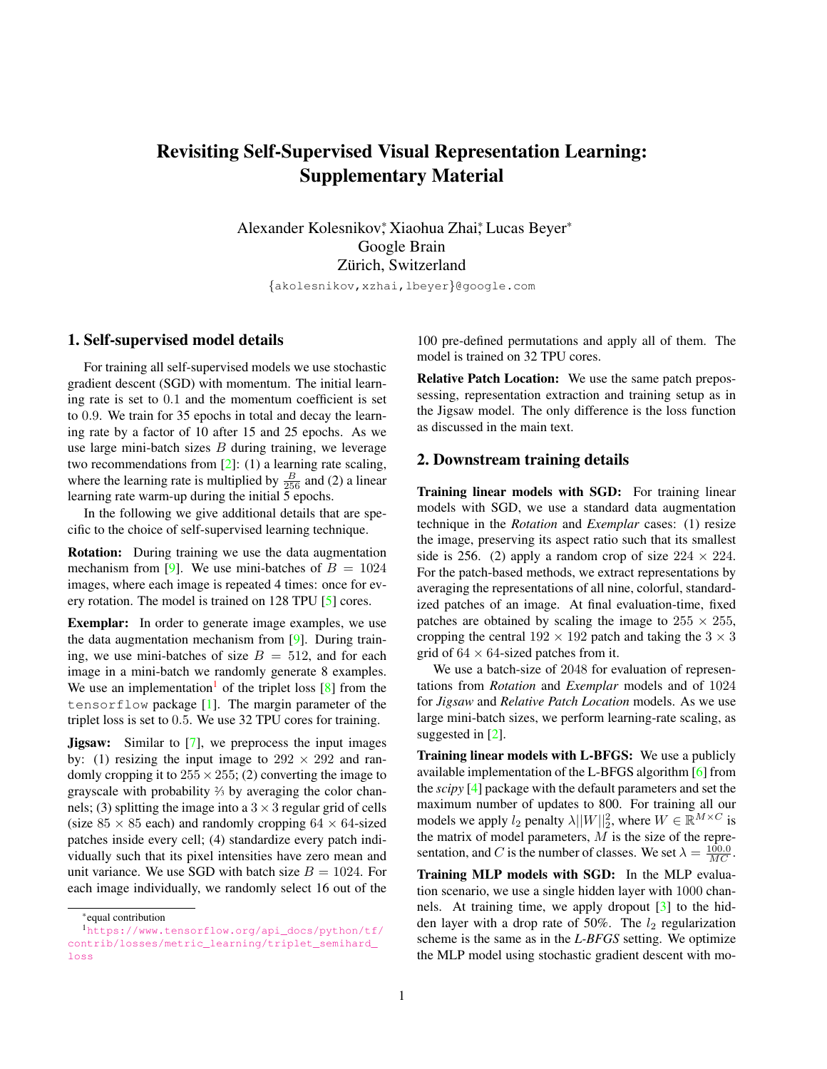# Revisiting Self-Supervised Visual Representation Learning: Supplementary Material

Alexander Kolesnikov*, Xiaohua Zhai*, Lucas Beyer*
Google Brain
Zürich, Switzerland

{akolesnikov,xzhai,lbeyer}@google.com

## 1. Self-supervised model details

For training all self-supervised models we use stochastic gradient descent (SGD) with momentum. The initial learning rate is set to $0.1$ and the momentum coefficient is set to $0.9$. We train for 35 epochs in total and decay the learning rate by a factor of 10 after 15 and 25 epochs. As we use large mini-batch sizes $B$ during training, we leverage two recommendations from [2]: (1) a learning rate scaling, where the learning rate is multiplied by $\frac{B}{256}$ and (2) a linear learning rate warm-up during the initial 5 epochs.

In the following we give additional details that are specific to the choice of self-supervised learning technique.

**Rotation:** During training we use the data augmentation mechanism from [9]. We use mini-batches of $B = 1024$ images, where each image is repeated 4 times: once for every rotation. The model is trained on 128 TPU [5] cores.

**Exemplar:** In order to generate image examples, we use the data augmentation mechanism from [9]. During training, we use mini-batches of size $B = 512$, and for each image in a mini-batch we randomly generate 8 examples. We use an implementation[1] of the triplet loss [8] from the tensorflow package [1]. The margin parameter of the triplet loss is set to $0.5$. We use 32 TPU cores for training.

**Jigsaw:** Similar to [7], we preprocess the input images by: (1) resizing the input image to $292 \times 292$ and randomly cropping it to $255 \times 255$; (2) converting the image to grayscale with probability ⅔ by averaging the color channels; (3) splitting the image into a $3 \times 3$ regular grid of cells (size $85 \times 85$ each) and randomly cropping $64 \times 64$-sized patches inside every cell; (4) standardize every patch individually such that its pixel intensities have zero mean and unit variance. We use SGD with batch size $B = 1024$. For each image individually, we randomly select 16 out of the 100 pre-defined permutations and apply all of them. The model is trained on 32 TPU cores.

**Relative Patch Location:** We use the same patch prepossessing, representation extraction and training setup as in the Jigsaw model. The only difference is the loss function as discussed in the main text.

## 2. Downstream training details

**Training linear models with SGD:** For training linear models with SGD, we use a standard data augmentation technique in the *Rotation* and *Exemplar* cases: (1) resize the image, preserving its aspect ratio such that its smallest side is 256. (2) apply a random crop of size $224 \times 224$. For the patch-based methods, we extract representations by averaging the representations of all nine, colorful, standardized patches of an image. At final evaluation-time, fixed patches are obtained by scaling the image to $255 \times 255$, cropping the central $192 \times 192$ patch and taking the $3 \times 3$ grid of $64 \times 64$-sized patches from it.

We use a batch-size of $2048$ for evaluation of representations from *Rotation* and *Exemplar* models and of $1024$ for *Jigsaw* and *Relative Patch Location* models. As we use large mini-batch sizes, we perform learning-rate scaling, as suggested in [2].

**Training linear models with L-BFGS:** We use a publicly available implementation of the L-BFGS algorithm [6] from the *scipy* [4] package with the default parameters and set the maximum number of updates to 800. For training all our models we apply $l_2$ penalty $\lambda||W||_2^2$, where $W \in \mathbb{R}^{M \times C}$ is the matrix of model parameters, $M$ is the size of the representation, and $C$ is the number of classes. We set $\lambda = \frac{100.0}{MC}$.

**Training MLP models with SGD:** In the MLP evaluation scenario, we use a single hidden layer with $1000$ channels. At training time, we apply dropout [3] to the hidden layer with a drop rate of $50\%$. The $l_2$ regularization scheme is the same as in the *L-BFGS* setting. We optimize the MLP model using stochastic gradient descent with mo-

*equal contribution

[1] https://www.tensorflow.org/api_docs/python/tf/contrib/losses/metric_learning/triplet_semihard_loss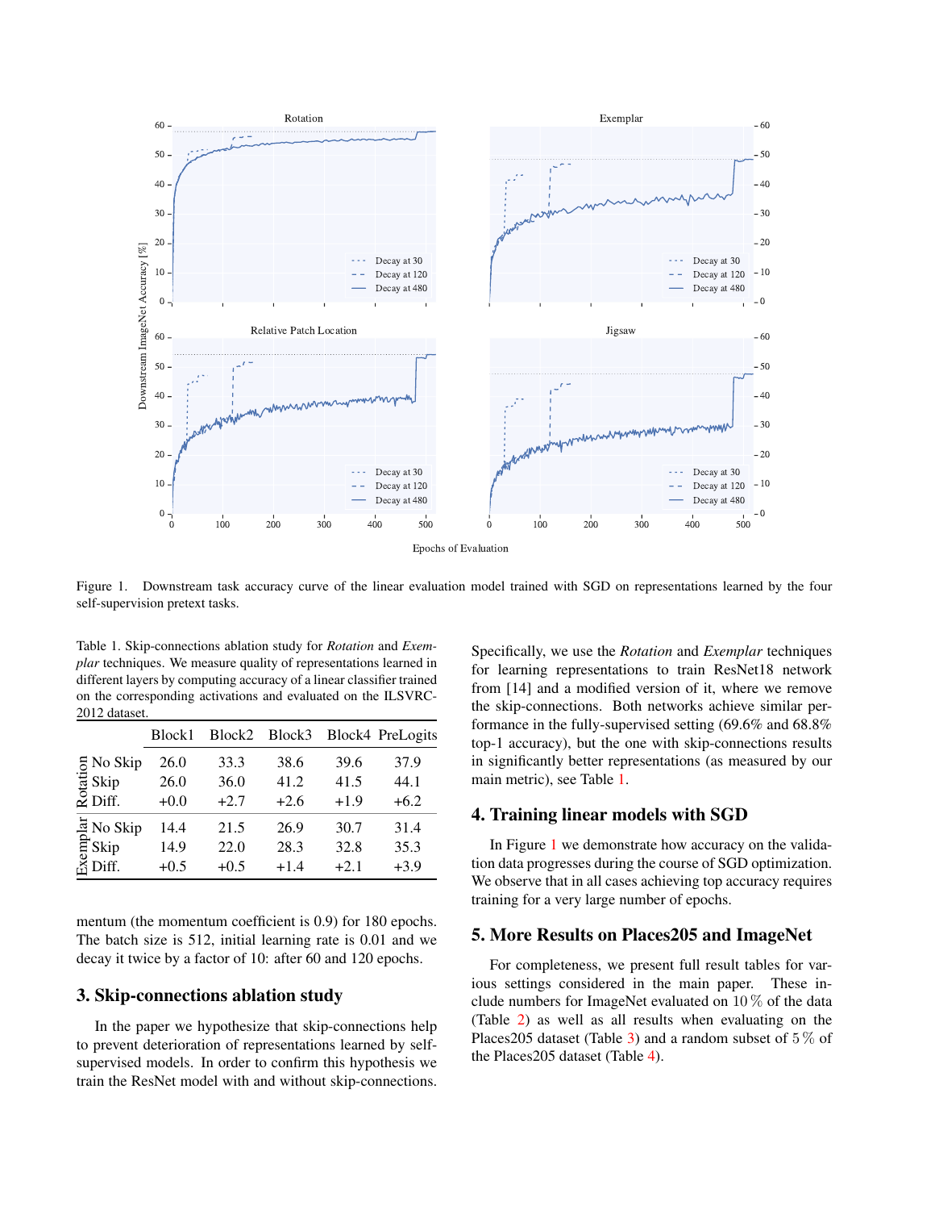Figure 1. Downstream task accuracy curve of the linear evaluation model trained with SGD on representations learned by the four self-supervision pretext tasks.

Table 1. Skip-connections ablation study for *Rotation* and *Exemplar* techniques. We measure quality of representations learned in different layers by computing accuracy of a linear classifier trained on the corresponding activations and evaluated on the ILSVRC-2012 dataset.

| | | Block1 | Block2 | Block3 | Block4 | PreLogits |
|---|---|---|---|---|---|---|
| Rotation | No Skip | 26.0 | 33.3 | 38.6 | 39.6 | 37.9 |
| | Skip | 26.0 | 36.0 | 41.2 | 41.5 | 44.1 |
| | Diff. | +0.0 | +2.7 | +2.6 | +1.9 | +6.2 |
| Exemplar | No Skip | 14.4 | 21.5 | 26.9 | 30.7 | 31.4 |
| | Skip | 14.9 | 22.0 | 28.3 | 32.8 | 35.3 |
| | Diff. | +0.5 | +0.5 | +1.4 | +2.1 | +3.9 |

mentum (the momentum coefficient is 0.9) for 180 epochs. The batch size is 512, initial learning rate is 0.01 and we decay it twice by a factor of 10: after 60 and 120 epochs.

## 3. Skip-connections ablation study

In the paper we hypothesize that skip-connections help to prevent deterioration of representations learned by self-supervised models. In order to confirm this hypothesis we train the ResNet model with and without skip-connections. Specifically, we use the *Rotation* and *Exemplar* techniques for learning representations to train ResNet18 network from [14] and a modified version of it, where we remove the skip-connections. Both networks achieve similar performance in the fully-supervised setting (69.6% and 68.8% top-1 accuracy), but the one with skip-connections results in significantly better representations (as measured by our main metric), see Table 1.

## 4. Training linear models with SGD

In Figure 1 we demonstrate how accuracy on the validation data progresses during the course of SGD optimization. We observe that in all cases achieving top accuracy requires training for a very large number of epochs.

## 5. More Results on Places205 and ImageNet

For completeness, we present full result tables for various settings considered in the main paper. These include numbers for ImageNet evaluated on $10\,\%$ of the data (Table 2) as well as all results when evaluating on the Places205 dataset (Table 3) and a random subset of $5\,\%$ of the Places205 dataset (Table 4).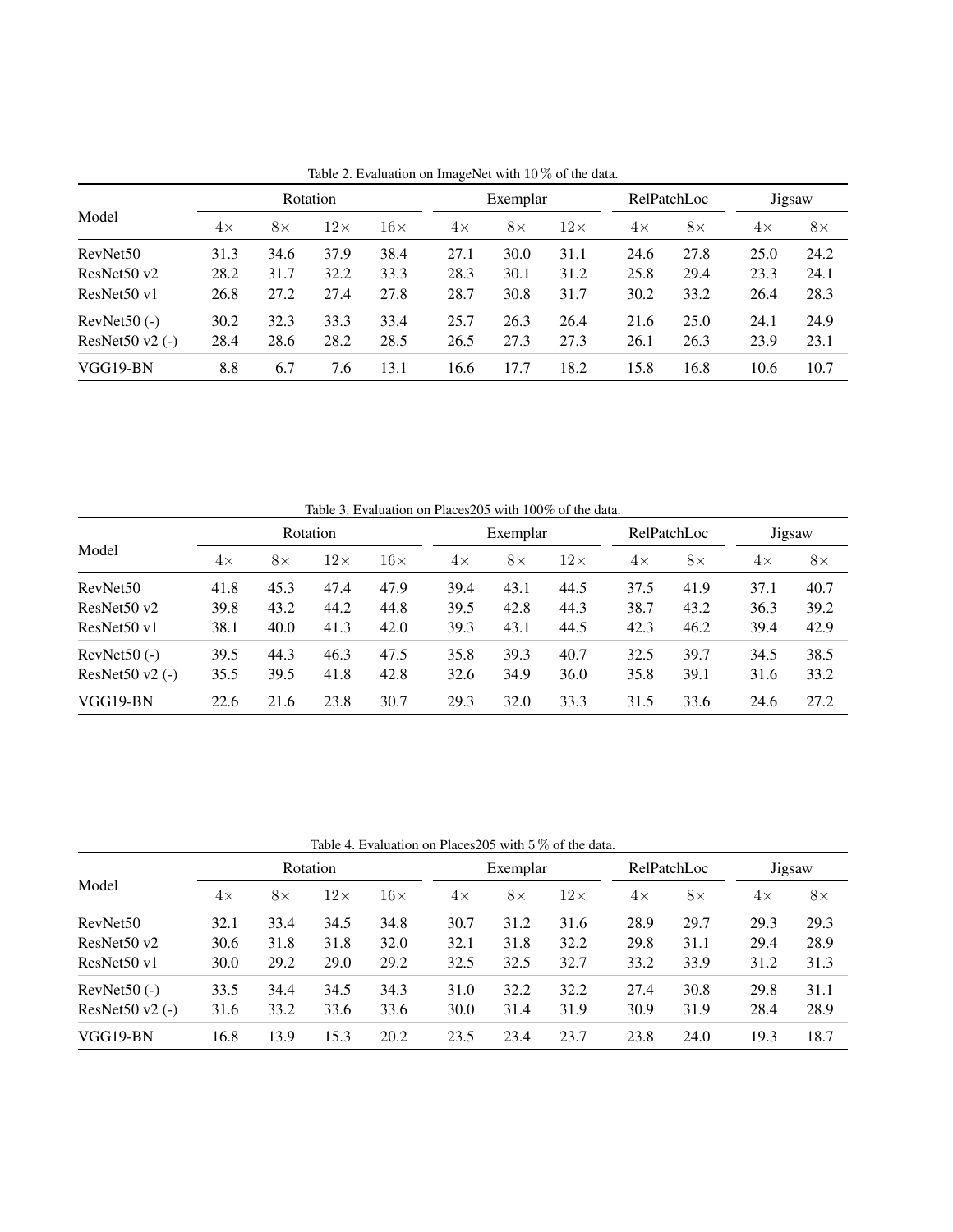Table 2. Evaluation on ImageNet with $10\,\%$ of the data.

| Model | Rotation | | | | Exemplar | | | RelPatchLoc | | Jigsaw | |
|---|---|---|---|---|---|---|---|---|---|---|---|
| | $4\times$ | $8\times$ | $12\times$ | $16\times$ | $4\times$ | $8\times$ | $12\times$ | $4\times$ | $8\times$ | $4\times$ | $8\times$ |
| RevNet50 | 31.3 | 34.6 | 37.9 | 38.4 | 27.1 | 30.0 | 31.1 | 24.6 | 27.8 | 25.0 | 24.2 |
| ResNet50 v2 | 28.2 | 31.7 | 32.2 | 33.3 | 28.3 | 30.1 | 31.2 | 25.8 | 29.4 | 23.3 | 24.1 |
| ResNet50 v1 | 26.8 | 27.2 | 27.4 | 27.8 | 28.7 | 30.8 | 31.7 | 30.2 | 33.2 | 26.4 | 28.3 |
| RevNet50 (-) | 30.2 | 32.3 | 33.3 | 33.4 | 25.7 | 26.3 | 26.4 | 21.6 | 25.0 | 24.1 | 24.9 |
| ResNet50 v2 (-) | 28.4 | 28.6 | 28.2 | 28.5 | 26.5 | 27.3 | 27.3 | 26.1 | 26.3 | 23.9 | 23.1 |
| VGG19-BN | 8.8 | 6.7 | 7.6 | 13.1 | 16.6 | 17.7 | 18.2 | 15.8 | 16.8 | 10.6 | 10.7 |

Table 3. Evaluation on Places205 with 100% of the data.

| Model | Rotation | | | | Exemplar | | | RelPatchLoc | | Jigsaw | |
|---|---|---|---|---|---|---|---|---|---|---|---|
| | $4\times$ | $8\times$ | $12\times$ | $16\times$ | $4\times$ | $8\times$ | $12\times$ | $4\times$ | $8\times$ | $4\times$ | $8\times$ |
| RevNet50 | 41.8 | 45.3 | 47.4 | 47.9 | 39.4 | 43.1 | 44.5 | 37.5 | 41.9 | 37.1 | 40.7 |
| ResNet50 v2 | 39.8 | 43.2 | 44.2 | 44.8 | 39.5 | 42.8 | 44.3 | 38.7 | 43.2 | 36.3 | 39.2 |
| ResNet50 v1 | 38.1 | 40.0 | 41.3 | 42.0 | 39.3 | 43.1 | 44.5 | 42.3 | 46.2 | 39.4 | 42.9 |
| RevNet50 (-) | 39.5 | 44.3 | 46.3 | 47.5 | 35.8 | 39.3 | 40.7 | 32.5 | 39.7 | 34.5 | 38.5 |
| ResNet50 v2 (-) | 35.5 | 39.5 | 41.8 | 42.8 | 32.6 | 34.9 | 36.0 | 35.8 | 39.1 | 31.6 | 33.2 |
| VGG19-BN | 22.6 | 21.6 | 23.8 | 30.7 | 29.3 | 32.0 | 33.3 | 31.5 | 33.6 | 24.6 | 27.2 |

Table 4. Evaluation on Places205 with $5\,\%$ of the data.

| Model | Rotation | | | | Exemplar | | | RelPatchLoc | | Jigsaw | |
|---|---|---|---|---|---|---|---|---|---|---|---|
| | $4\times$ | $8\times$ | $12\times$ | $16\times$ | $4\times$ | $8\times$ | $12\times$ | $4\times$ | $8\times$ | $4\times$ | $8\times$ |
| RevNet50 | 32.1 | 33.4 | 34.5 | 34.8 | 30.7 | 31.2 | 31.6 | 28.9 | 29.7 | 29.3 | 29.3 |
| ResNet50 v2 | 30.6 | 31.8 | 31.8 | 32.0 | 32.1 | 31.8 | 32.2 | 29.8 | 31.1 | 29.4 | 28.9 |
| ResNet50 v1 | 30.0 | 29.2 | 29.0 | 29.2 | 32.5 | 32.5 | 32.7 | 33.2 | 33.9 | 31.2 | 31.3 |
| RevNet50 (-) | 33.5 | 34.4 | 34.5 | 34.3 | 31.0 | 32.2 | 32.2 | 27.4 | 30.8 | 29.8 | 31.1 |
| ResNet50 v2 (-) | 31.6 | 33.2 | 33.6 | 33.6 | 30.0 | 31.4 | 31.9 | 30.9 | 31.9 | 28.4 | 28.9 |
| VGG19-BN | 16.8 | 13.9 | 15.3 | 20.2 | 23.5 | 23.4 | 23.7 | 23.8 | 24.0 | 19.3 | 18.7 |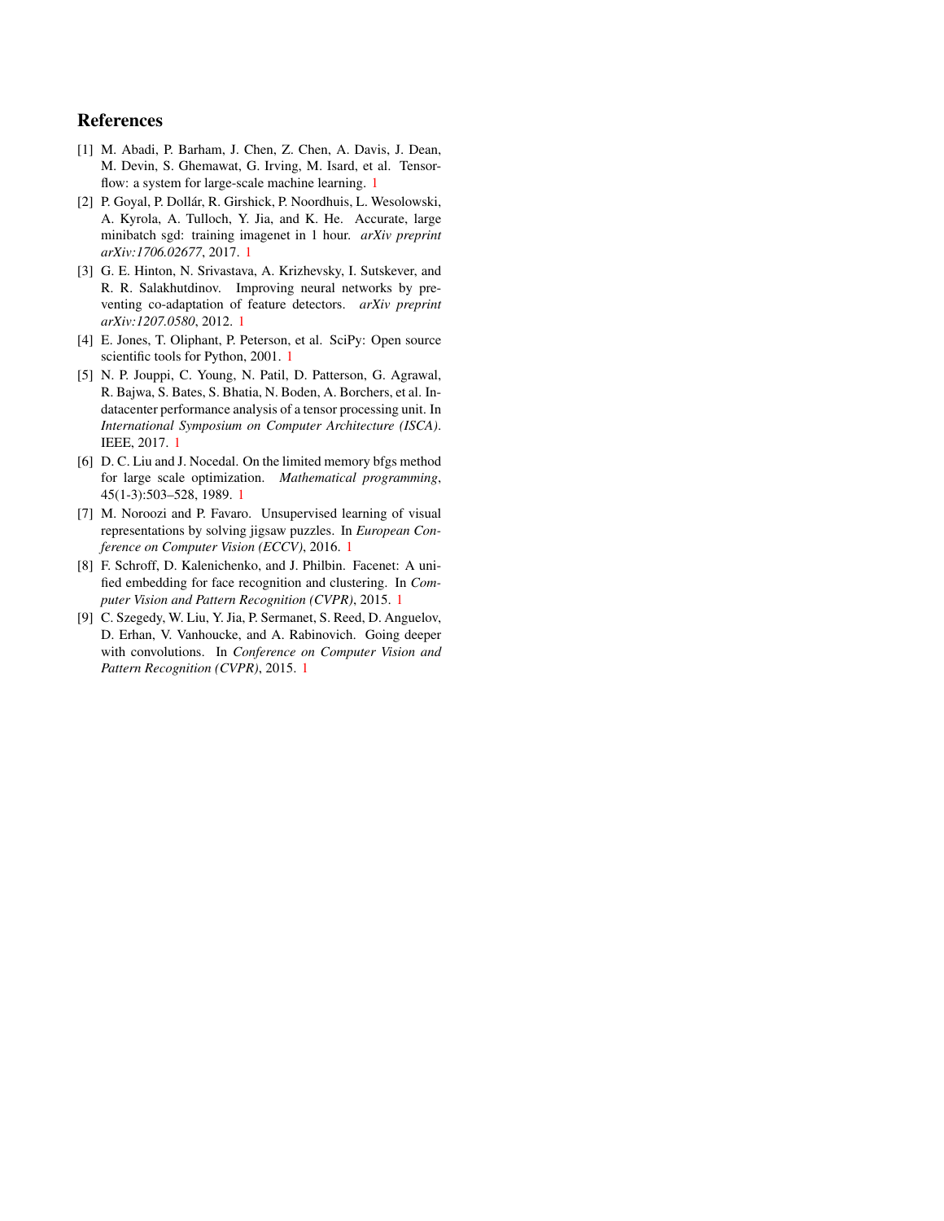## References

[1] M. Abadi, P. Barham, J. Chen, Z. Chen, A. Davis, J. Dean, M. Devin, S. Ghemawat, G. Irving, M. Isard, et al. Tensorflow: a system for large-scale machine learning. 1

[2] P. Goyal, P. Dollár, R. Girshick, P. Noordhuis, L. Wesolowski, A. Kyrola, A. Tulloch, Y. Jia, and K. He. Accurate, large minibatch sgd: training imagenet in 1 hour. *arXiv preprint arXiv:1706.02677*, 2017. 1

[3] G. E. Hinton, N. Srivastava, A. Krizhevsky, I. Sutskever, and R. R. Salakhutdinov. Improving neural networks by preventing co-adaptation of feature detectors. *arXiv preprint arXiv:1207.0580*, 2012. 1

[4] E. Jones, T. Oliphant, P. Peterson, et al. SciPy: Open source scientific tools for Python, 2001. 1

[5] N. P. Jouppi, C. Young, N. Patil, D. Patterson, G. Agrawal, R. Bajwa, S. Bates, S. Bhatia, N. Boden, A. Borchers, et al. In-datacenter performance analysis of a tensor processing unit. In *International Symposium on Computer Architecture (ISCA)*. IEEE, 2017. 1

[6] D. C. Liu and J. Nocedal. On the limited memory bfgs method for large scale optimization. *Mathematical programming*, 45(1-3):503–528, 1989. 1

[7] M. Noroozi and P. Favaro. Unsupervised learning of visual representations by solving jigsaw puzzles. In *European Conference on Computer Vision (ECCV)*, 2016. 1

[8] F. Schroff, D. Kalenichenko, and J. Philbin. Facenet: A unified embedding for face recognition and clustering. In *Computer Vision and Pattern Recognition (CVPR)*, 2015. 1

[9] C. Szegedy, W. Liu, Y. Jia, P. Sermanet, S. Reed, D. Anguelov, D. Erhan, V. Vanhoucke, and A. Rabinovich. Going deeper with convolutions. In *Conference on Computer Vision and Pattern Recognition (CVPR)*, 2015. 1